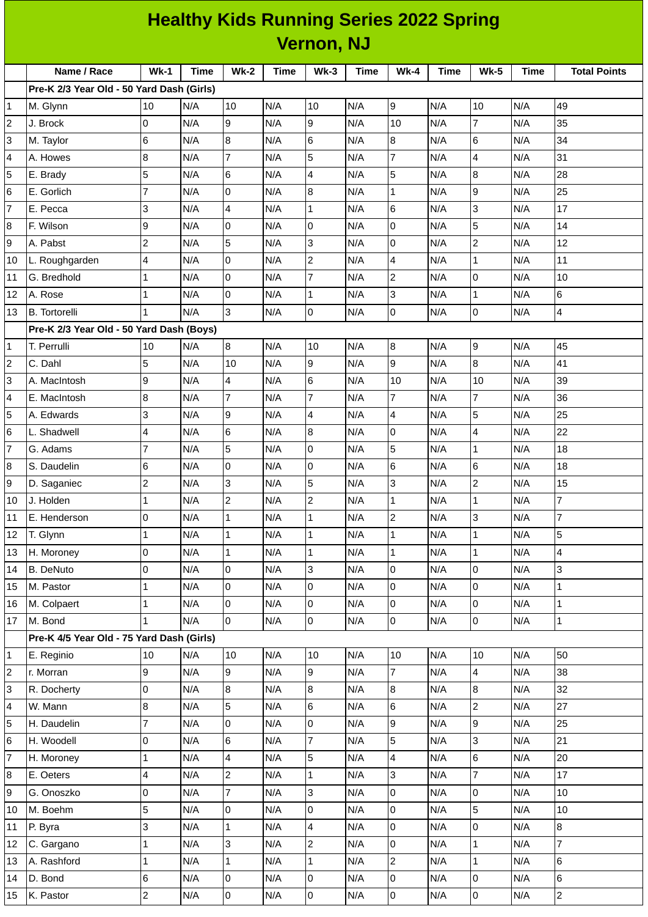# Healthy Kids Running Series 2022 Spring

## Vernon, NJ

| | Name / Race | Wk-1 | Time | Wk-2 | Time | Wk-3 | Time | Wk-4 | Time | Wk-5 | Time | Total Points |
|---|---|---|---|---|---|---|---|---|---|---|---|---|
| | **Pre-K 2/3 Year Old - 50 Yard Dash (Girls)** | | | | | | | | | | | |
| 1 | M. Glynn | 10 | N/A | 10 | N/A | 10 | N/A | 9 | N/A | 10 | N/A | 49 |
| 2 | J. Brock | 0 | N/A | 9 | N/A | 9 | N/A | 10 | N/A | 7 | N/A | 35 |
| 3 | M. Taylor | 6 | N/A | 8 | N/A | 6 | N/A | 8 | N/A | 6 | N/A | 34 |
| 4 | A. Howes | 8 | N/A | 7 | N/A | 5 | N/A | 7 | N/A | 4 | N/A | 31 |
| 5 | E. Brady | 5 | N/A | 6 | N/A | 4 | N/A | 5 | N/A | 8 | N/A | 28 |
| 6 | E. Gorlich | 7 | N/A | 0 | N/A | 8 | N/A | 1 | N/A | 9 | N/A | 25 |
| 7 | E. Pecca | 3 | N/A | 4 | N/A | 1 | N/A | 6 | N/A | 3 | N/A | 17 |
| 8 | F. Wilson | 9 | N/A | 0 | N/A | 0 | N/A | 0 | N/A | 5 | N/A | 14 |
| 9 | A. Pabst | 2 | N/A | 5 | N/A | 3 | N/A | 0 | N/A | 2 | N/A | 12 |
| 10 | L. Roughgarden | 4 | N/A | 0 | N/A | 2 | N/A | 4 | N/A | 1 | N/A | 11 |
| 11 | G. Bredhold | 1 | N/A | 0 | N/A | 7 | N/A | 2 | N/A | 0 | N/A | 10 |
| 12 | A. Rose | 1 | N/A | 0 | N/A | 1 | N/A | 3 | N/A | 1 | N/A | 6 |
| 13 | B. Tortorelli | 1 | N/A | 3 | N/A | 0 | N/A | 0 | N/A | 0 | N/A | 4 |
| | **Pre-K 2/3 Year Old - 50 Yard Dash (Boys)** | | | | | | | | | | | |
| 1 | T. Perrulli | 10 | N/A | 8 | N/A | 10 | N/A | 8 | N/A | 9 | N/A | 45 |
| 2 | C. Dahl | 5 | N/A | 10 | N/A | 9 | N/A | 9 | N/A | 8 | N/A | 41 |
| 3 | A. MacIntosh | 9 | N/A | 4 | N/A | 6 | N/A | 10 | N/A | 10 | N/A | 39 |
| 4 | E. MacIntosh | 8 | N/A | 7 | N/A | 7 | N/A | 7 | N/A | 7 | N/A | 36 |
| 5 | A. Edwards | 3 | N/A | 9 | N/A | 4 | N/A | 4 | N/A | 5 | N/A | 25 |
| 6 | L. Shadwell | 4 | N/A | 6 | N/A | 8 | N/A | 0 | N/A | 4 | N/A | 22 |
| 7 | G. Adams | 7 | N/A | 5 | N/A | 0 | N/A | 5 | N/A | 1 | N/A | 18 |
| 8 | S. Daudelin | 6 | N/A | 0 | N/A | 0 | N/A | 6 | N/A | 6 | N/A | 18 |
| 9 | D. Saganiec | 2 | N/A | 3 | N/A | 5 | N/A | 3 | N/A | 2 | N/A | 15 |
| 10 | J. Holden | 1 | N/A | 2 | N/A | 2 | N/A | 1 | N/A | 1 | N/A | 7 |
| 11 | E. Henderson | 0 | N/A | 1 | N/A | 1 | N/A | 2 | N/A | 3 | N/A | 7 |
| 12 | T. Glynn | 1 | N/A | 1 | N/A | 1 | N/A | 1 | N/A | 1 | N/A | 5 |
| 13 | H. Moroney | 0 | N/A | 1 | N/A | 1 | N/A | 1 | N/A | 1 | N/A | 4 |
| 14 | B. DeNuto | 0 | N/A | 0 | N/A | 3 | N/A | 0 | N/A | 0 | N/A | 3 |
| 15 | M. Pastor | 1 | N/A | 0 | N/A | 0 | N/A | 0 | N/A | 0 | N/A | 1 |
| 16 | M. Colpaert | 1 | N/A | 0 | N/A | 0 | N/A | 0 | N/A | 0 | N/A | 1 |
| 17 | M. Bond | 1 | N/A | 0 | N/A | 0 | N/A | 0 | N/A | 0 | N/A | 1 |
| | **Pre-K 4/5 Year Old - 75 Yard Dash (Girls)** | | | | | | | | | | | |
| 1 | E. Reginio | 10 | N/A | 10 | N/A | 10 | N/A | 10 | N/A | 10 | N/A | 50 |
| 2 | r. Morran | 9 | N/A | 9 | N/A | 9 | N/A | 7 | N/A | 4 | N/A | 38 |
| 3 | R. Docherty | 0 | N/A | 8 | N/A | 8 | N/A | 8 | N/A | 8 | N/A | 32 |
| 4 | W. Mann | 8 | N/A | 5 | N/A | 6 | N/A | 6 | N/A | 2 | N/A | 27 |
| 5 | H. Daudelin | 7 | N/A | 0 | N/A | 0 | N/A | 9 | N/A | 9 | N/A | 25 |
| 6 | H. Woodell | 0 | N/A | 6 | N/A | 7 | N/A | 5 | N/A | 3 | N/A | 21 |
| 7 | H. Moroney | 1 | N/A | 4 | N/A | 5 | N/A | 4 | N/A | 6 | N/A | 20 |
| 8 | E. Oeters | 4 | N/A | 2 | N/A | 1 | N/A | 3 | N/A | 7 | N/A | 17 |
| 9 | G. Onoszko | 0 | N/A | 7 | N/A | 3 | N/A | 0 | N/A | 0 | N/A | 10 |
| 10 | M. Boehm | 5 | N/A | 0 | N/A | 0 | N/A | 0 | N/A | 5 | N/A | 10 |
| 11 | P. Byra | 3 | N/A | 1 | N/A | 4 | N/A | 0 | N/A | 0 | N/A | 8 |
| 12 | C. Gargano | 1 | N/A | 3 | N/A | 2 | N/A | 0 | N/A | 1 | N/A | 7 |
| 13 | A. Rashford | 1 | N/A | 1 | N/A | 1 | N/A | 2 | N/A | 1 | N/A | 6 |
| 14 | D. Bond | 6 | N/A | 0 | N/A | 0 | N/A | 0 | N/A | 0 | N/A | 6 |
| 15 | K. Pastor | 2 | N/A | 0 | N/A | 0 | N/A | 0 | N/A | 0 | N/A | 2 |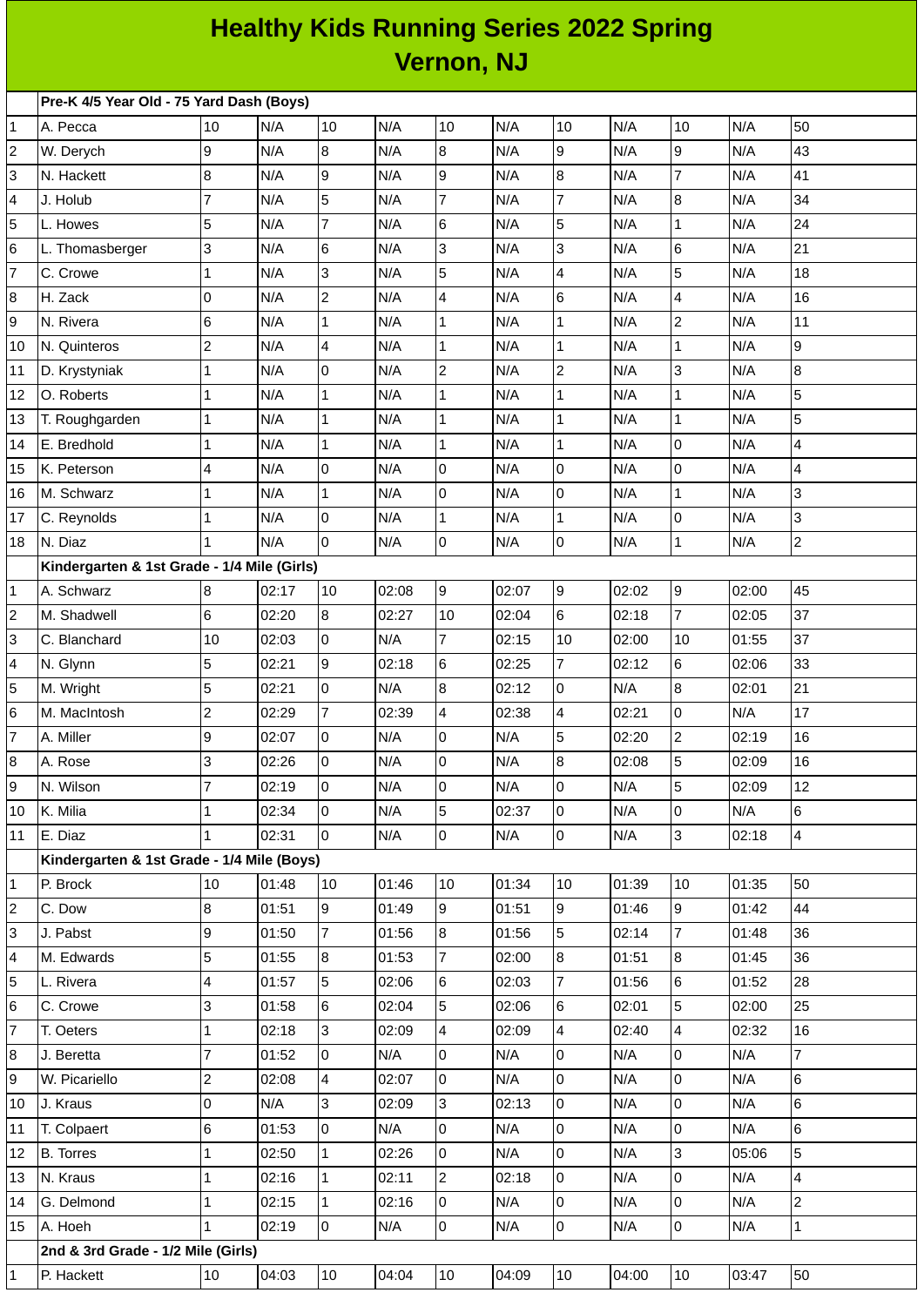# Healthy Kids Running Series 2022 Spring
## Vernon, NJ

| | Pre-K 4/5 Year Old - 75 Yard Dash (Boys) | | | | | | | | | | | |
|---|---|---|---|---|---|---|---|---|---|---|---|---|
| 1 | A. Pecca | 10 | N/A | 10 | N/A | 10 | N/A | 10 | N/A | 10 | N/A | 50 |
| 2 | W. Derych | 9 | N/A | 8 | N/A | 8 | N/A | 9 | N/A | 9 | N/A | 43 |
| 3 | N. Hackett | 8 | N/A | 9 | N/A | 9 | N/A | 8 | N/A | 7 | N/A | 41 |
| 4 | J. Holub | 7 | N/A | 5 | N/A | 7 | N/A | 7 | N/A | 8 | N/A | 34 |
| 5 | L. Howes | 5 | N/A | 7 | N/A | 6 | N/A | 5 | N/A | 1 | N/A | 24 |
| 6 | L. Thomasberger | 3 | N/A | 6 | N/A | 3 | N/A | 3 | N/A | 6 | N/A | 21 |
| 7 | C. Crowe | 1 | N/A | 3 | N/A | 5 | N/A | 4 | N/A | 5 | N/A | 18 |
| 8 | H. Zack | 0 | N/A | 2 | N/A | 4 | N/A | 6 | N/A | 4 | N/A | 16 |
| 9 | N. Rivera | 6 | N/A | 1 | N/A | 1 | N/A | 1 | N/A | 2 | N/A | 11 |
| 10 | N. Quinteros | 2 | N/A | 4 | N/A | 1 | N/A | 1 | N/A | 1 | N/A | 9 |
| 11 | D. Krystyniak | 1 | N/A | 0 | N/A | 2 | N/A | 2 | N/A | 3 | N/A | 8 |
| 12 | O. Roberts | 1 | N/A | 1 | N/A | 1 | N/A | 1 | N/A | 1 | N/A | 5 |
| 13 | T. Roughgarden | 1 | N/A | 1 | N/A | 1 | N/A | 1 | N/A | 1 | N/A | 5 |
| 14 | E. Bredhold | 1 | N/A | 1 | N/A | 1 | N/A | 1 | N/A | 0 | N/A | 4 |
| 15 | K. Peterson | 4 | N/A | 0 | N/A | 0 | N/A | 0 | N/A | 0 | N/A | 4 |
| 16 | M. Schwarz | 1 | N/A | 1 | N/A | 0 | N/A | 0 | N/A | 1 | N/A | 3 |
| 17 | C. Reynolds | 1 | N/A | 0 | N/A | 1 | N/A | 1 | N/A | 0 | N/A | 3 |
| 18 | N. Diaz | 1 | N/A | 0 | N/A | 0 | N/A | 0 | N/A | 1 | N/A | 2 |
| | **Kindergarten & 1st Grade - 1/4 Mile (Girls)** | | | | | | | | | | | |
| 1 | A. Schwarz | 8 | 02:17 | 10 | 02:08 | 9 | 02:07 | 9 | 02:02 | 9 | 02:00 | 45 |
| 2 | M. Shadwell | 6 | 02:20 | 8 | 02:27 | 10 | 02:04 | 6 | 02:18 | 7 | 02:05 | 37 |
| 3 | C. Blanchard | 10 | 02:03 | 0 | N/A | 7 | 02:15 | 10 | 02:00 | 10 | 01:55 | 37 |
| 4 | N. Glynn | 5 | 02:21 | 9 | 02:18 | 6 | 02:25 | 7 | 02:12 | 6 | 02:06 | 33 |
| 5 | M. Wright | 5 | 02:21 | 0 | N/A | 8 | 02:12 | 0 | N/A | 8 | 02:01 | 21 |
| 6 | M. MacIntosh | 2 | 02:29 | 7 | 02:39 | 4 | 02:38 | 4 | 02:21 | 0 | N/A | 17 |
| 7 | A. Miller | 9 | 02:07 | 0 | N/A | 0 | N/A | 5 | 02:20 | 2 | 02:19 | 16 |
| 8 | A. Rose | 3 | 02:26 | 0 | N/A | 0 | N/A | 8 | 02:08 | 5 | 02:09 | 16 |
| 9 | N. Wilson | 7 | 02:19 | 0 | N/A | 0 | N/A | 0 | N/A | 5 | 02:09 | 12 |
| 10 | K. Milia | 1 | 02:34 | 0 | N/A | 5 | 02:37 | 0 | N/A | 0 | N/A | 6 |
| 11 | E. Diaz | 1 | 02:31 | 0 | N/A | 0 | N/A | 0 | N/A | 3 | 02:18 | 4 |
| | **Kindergarten & 1st Grade - 1/4 Mile (Boys)** | | | | | | | | | | | |
| 1 | P. Brock | 10 | 01:48 | 10 | 01:46 | 10 | 01:34 | 10 | 01:39 | 10 | 01:35 | 50 |
| 2 | C. Dow | 8 | 01:51 | 9 | 01:49 | 9 | 01:51 | 9 | 01:46 | 9 | 01:42 | 44 |
| 3 | J. Pabst | 9 | 01:50 | 7 | 01:56 | 8 | 01:56 | 5 | 02:14 | 7 | 01:48 | 36 |
| 4 | M. Edwards | 5 | 01:55 | 8 | 01:53 | 7 | 02:00 | 8 | 01:51 | 8 | 01:45 | 36 |
| 5 | L. Rivera | 4 | 01:57 | 5 | 02:06 | 6 | 02:03 | 7 | 01:56 | 6 | 01:52 | 28 |
| 6 | C. Crowe | 3 | 01:58 | 6 | 02:04 | 5 | 02:06 | 6 | 02:01 | 5 | 02:00 | 25 |
| 7 | T. Oeters | 1 | 02:18 | 3 | 02:09 | 4 | 02:09 | 4 | 02:40 | 4 | 02:32 | 16 |
| 8 | J. Beretta | 7 | 01:52 | 0 | N/A | 0 | N/A | 0 | N/A | 0 | N/A | 7 |
| 9 | W. Picariello | 2 | 02:08 | 4 | 02:07 | 0 | N/A | 0 | N/A | 0 | N/A | 6 |
| 10 | J. Kraus | 0 | N/A | 3 | 02:09 | 3 | 02:13 | 0 | N/A | 0 | N/A | 6 |
| 11 | T. Colpaert | 6 | 01:53 | 0 | N/A | 0 | N/A | 0 | N/A | 0 | N/A | 6 |
| 12 | B. Torres | 1 | 02:50 | 1 | 02:26 | 0 | N/A | 0 | N/A | 3 | 05:06 | 5 |
| 13 | N. Kraus | 1 | 02:16 | 1 | 02:11 | 2 | 02:18 | 0 | N/A | 0 | N/A | 4 |
| 14 | G. Delmond | 1 | 02:15 | 1 | 02:16 | 0 | N/A | 0 | N/A | 0 | N/A | 2 |
| 15 | A. Hoeh | 1 | 02:19 | 0 | N/A | 0 | N/A | 0 | N/A | 0 | N/A | 1 |
| | **2nd & 3rd Grade - 1/2 Mile (Girls)** | | | | | | | | | | | |
| 1 | P. Hackett | 10 | 04:03 | 10 | 04:04 | 10 | 04:09 | 10 | 04:00 | 10 | 03:47 | 50 |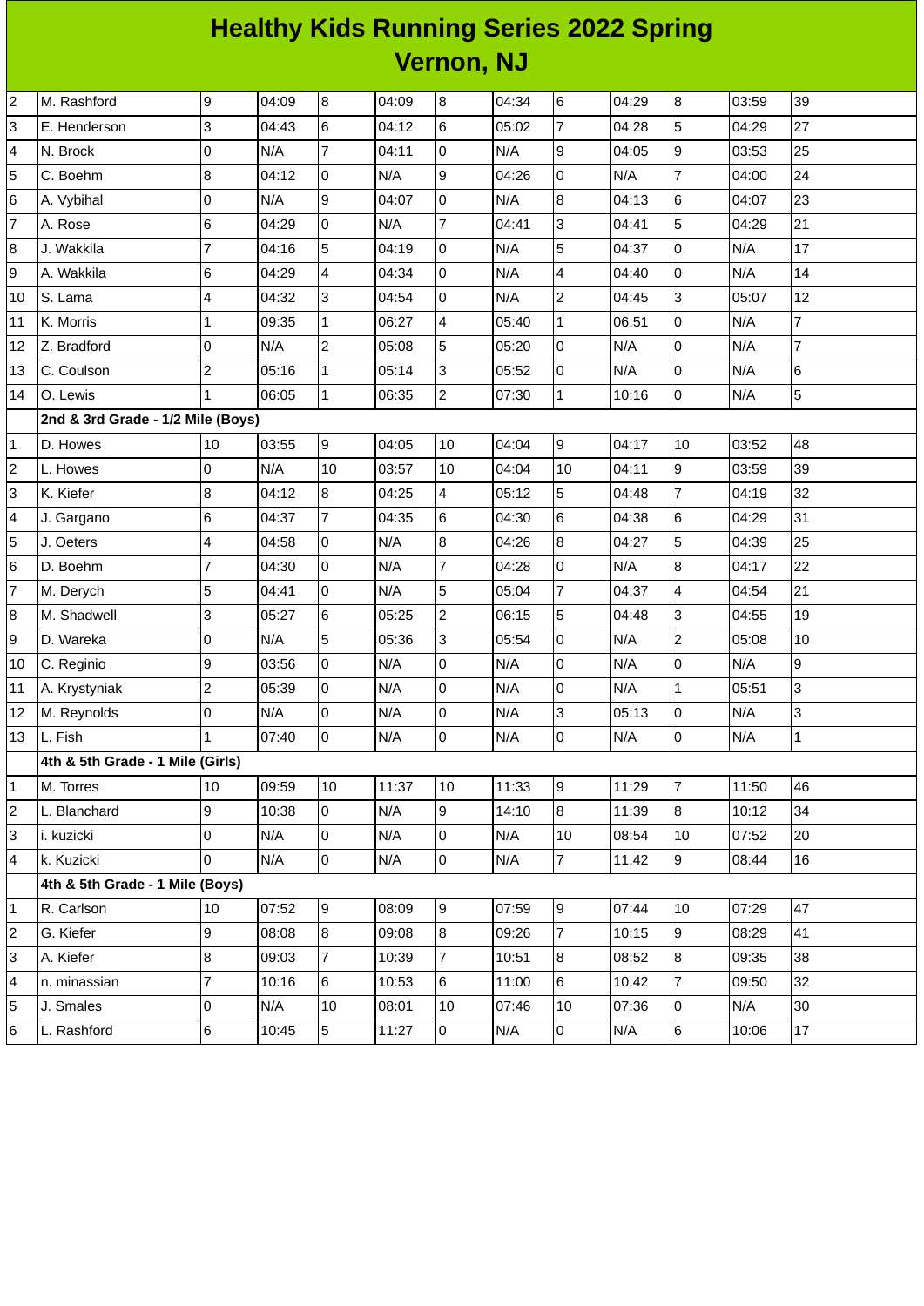# Healthy Kids Running Series 2022 Spring
## Vernon, NJ

| | | | | | | | | | | | | |
|---|---|---|---|---|---|---|---|---|---|---|---|---|
| 2 | M. Rashford | 9 | 04:09 | 8 | 04:09 | 8 | 04:34 | 6 | 04:29 | 8 | 03:59 | 39 |
| 3 | E. Henderson | 3 | 04:43 | 6 | 04:12 | 6 | 05:02 | 7 | 04:28 | 5 | 04:29 | 27 |
| 4 | N. Brock | 0 | N/A | 7 | 04:11 | 0 | N/A | 9 | 04:05 | 9 | 03:53 | 25 |
| 5 | C. Boehm | 8 | 04:12 | 0 | N/A | 9 | 04:26 | 0 | N/A | 7 | 04:00 | 24 |
| 6 | A. Vybihal | 0 | N/A | 9 | 04:07 | 0 | N/A | 8 | 04:13 | 6 | 04:07 | 23 |
| 7 | A. Rose | 6 | 04:29 | 0 | N/A | 7 | 04:41 | 3 | 04:41 | 5 | 04:29 | 21 |
| 8 | J. Wakkila | 7 | 04:16 | 5 | 04:19 | 0 | N/A | 5 | 04:37 | 0 | N/A | 17 |
| 9 | A. Wakkila | 6 | 04:29 | 4 | 04:34 | 0 | N/A | 4 | 04:40 | 0 | N/A | 14 |
| 10 | S. Lama | 4 | 04:32 | 3 | 04:54 | 0 | N/A | 2 | 04:45 | 3 | 05:07 | 12 |
| 11 | K. Morris | 1 | 09:35 | 1 | 06:27 | 4 | 05:40 | 1 | 06:51 | 0 | N/A | 7 |
| 12 | Z. Bradford | 0 | N/A | 2 | 05:08 | 5 | 05:20 | 0 | N/A | 0 | N/A | 7 |
| 13 | C. Coulson | 2 | 05:16 | 1 | 05:14 | 3 | 05:52 | 0 | N/A | 0 | N/A | 6 |
| 14 | O. Lewis | 1 | 06:05 | 1 | 06:35 | 2 | 07:30 | 1 | 10:16 | 0 | N/A | 5 |
| | **2nd & 3rd Grade - 1/2 Mile (Boys)** | | | | | | | | | | | |
| 1 | D. Howes | 10 | 03:55 | 9 | 04:05 | 10 | 04:04 | 9 | 04:17 | 10 | 03:52 | 48 |
| 2 | L. Howes | 0 | N/A | 10 | 03:57 | 10 | 04:04 | 10 | 04:11 | 9 | 03:59 | 39 |
| 3 | K. Kiefer | 8 | 04:12 | 8 | 04:25 | 4 | 05:12 | 5 | 04:48 | 7 | 04:19 | 32 |
| 4 | J. Gargano | 6 | 04:37 | 7 | 04:35 | 6 | 04:30 | 6 | 04:38 | 6 | 04:29 | 31 |
| 5 | J. Oeters | 4 | 04:58 | 0 | N/A | 8 | 04:26 | 8 | 04:27 | 5 | 04:39 | 25 |
| 6 | D. Boehm | 7 | 04:30 | 0 | N/A | 7 | 04:28 | 0 | N/A | 8 | 04:17 | 22 |
| 7 | M. Derych | 5 | 04:41 | 0 | N/A | 5 | 05:04 | 7 | 04:37 | 4 | 04:54 | 21 |
| 8 | M. Shadwell | 3 | 05:27 | 6 | 05:25 | 2 | 06:15 | 5 | 04:48 | 3 | 04:55 | 19 |
| 9 | D. Wareka | 0 | N/A | 5 | 05:36 | 3 | 05:54 | 0 | N/A | 2 | 05:08 | 10 |
| 10 | C. Reginio | 9 | 03:56 | 0 | N/A | 0 | N/A | 0 | N/A | 0 | N/A | 9 |
| 11 | A. Krystyniak | 2 | 05:39 | 0 | N/A | 0 | N/A | 0 | N/A | 1 | 05:51 | 3 |
| 12 | M. Reynolds | 0 | N/A | 0 | N/A | 0 | N/A | 3 | 05:13 | 0 | N/A | 3 |
| 13 | L. Fish | 1 | 07:40 | 0 | N/A | 0 | N/A | 0 | N/A | 0 | N/A | 1 |
| | **4th & 5th Grade - 1 Mile (Girls)** | | | | | | | | | | | |
| 1 | M. Torres | 10 | 09:59 | 10 | 11:37 | 10 | 11:33 | 9 | 11:29 | 7 | 11:50 | 46 |
| 2 | L. Blanchard | 9 | 10:38 | 0 | N/A | 9 | 14:10 | 8 | 11:39 | 8 | 10:12 | 34 |
| 3 | i. kuzicki | 0 | N/A | 0 | N/A | 0 | N/A | 10 | 08:54 | 10 | 07:52 | 20 |
| 4 | k. Kuzicki | 0 | N/A | 0 | N/A | 0 | N/A | 7 | 11:42 | 9 | 08:44 | 16 |
| | **4th & 5th Grade - 1 Mile (Boys)** | | | | | | | | | | | |
| 1 | R. Carlson | 10 | 07:52 | 9 | 08:09 | 9 | 07:59 | 9 | 07:44 | 10 | 07:29 | 47 |
| 2 | G. Kiefer | 9 | 08:08 | 8 | 09:08 | 8 | 09:26 | 7 | 10:15 | 9 | 08:29 | 41 |
| 3 | A. Kiefer | 8 | 09:03 | 7 | 10:39 | 7 | 10:51 | 8 | 08:52 | 8 | 09:35 | 38 |
| 4 | n. minassian | 7 | 10:16 | 6 | 10:53 | 6 | 11:00 | 6 | 10:42 | 7 | 09:50 | 32 |
| 5 | J. Smales | 0 | N/A | 10 | 08:01 | 10 | 07:46 | 10 | 07:36 | 0 | N/A | 30 |
| 6 | L. Rashford | 6 | 10:45 | 5 | 11:27 | 0 | N/A | 0 | N/A | 6 | 10:06 | 17 |